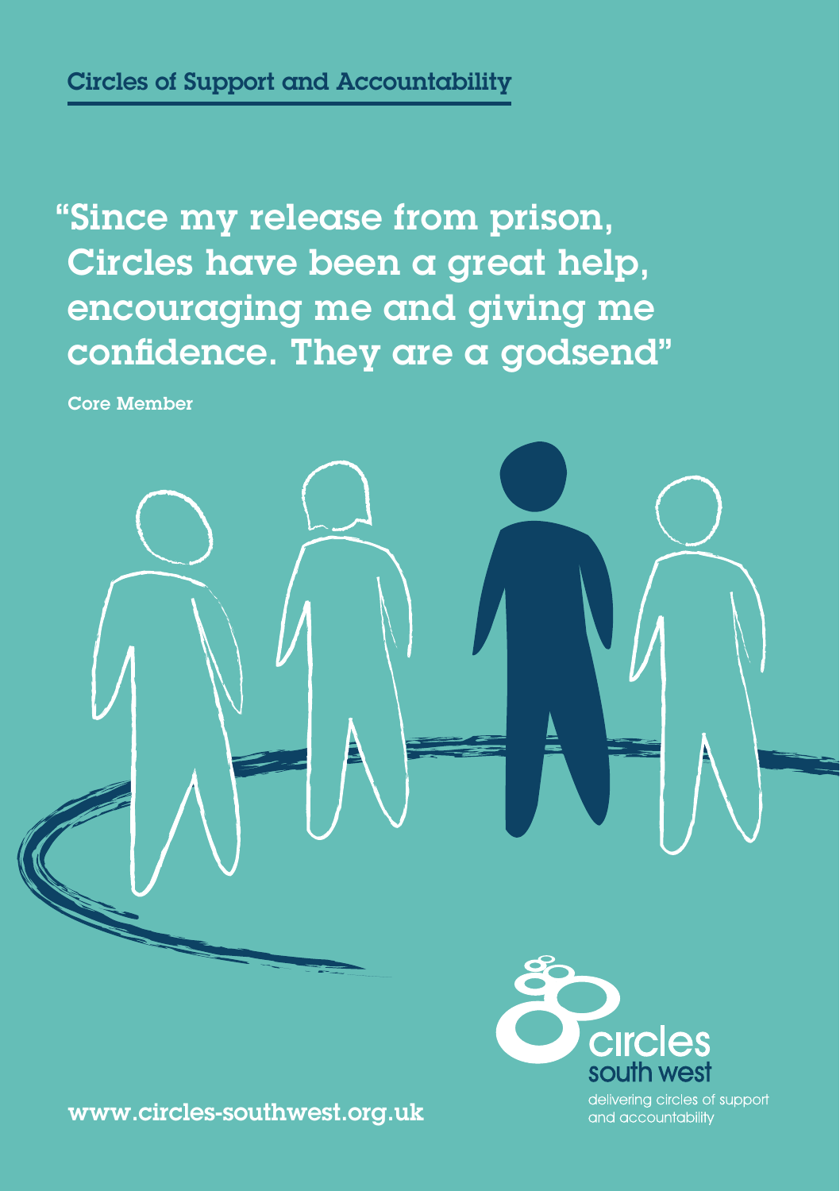Circles of Support and Accountability

# "Since my release from prison, Circles have been a great help, encouraging me and giving me confidence. They are a godsend"

Core Member

circles south west

delivering circles of support and accountability

www.circles-southwest.org.uk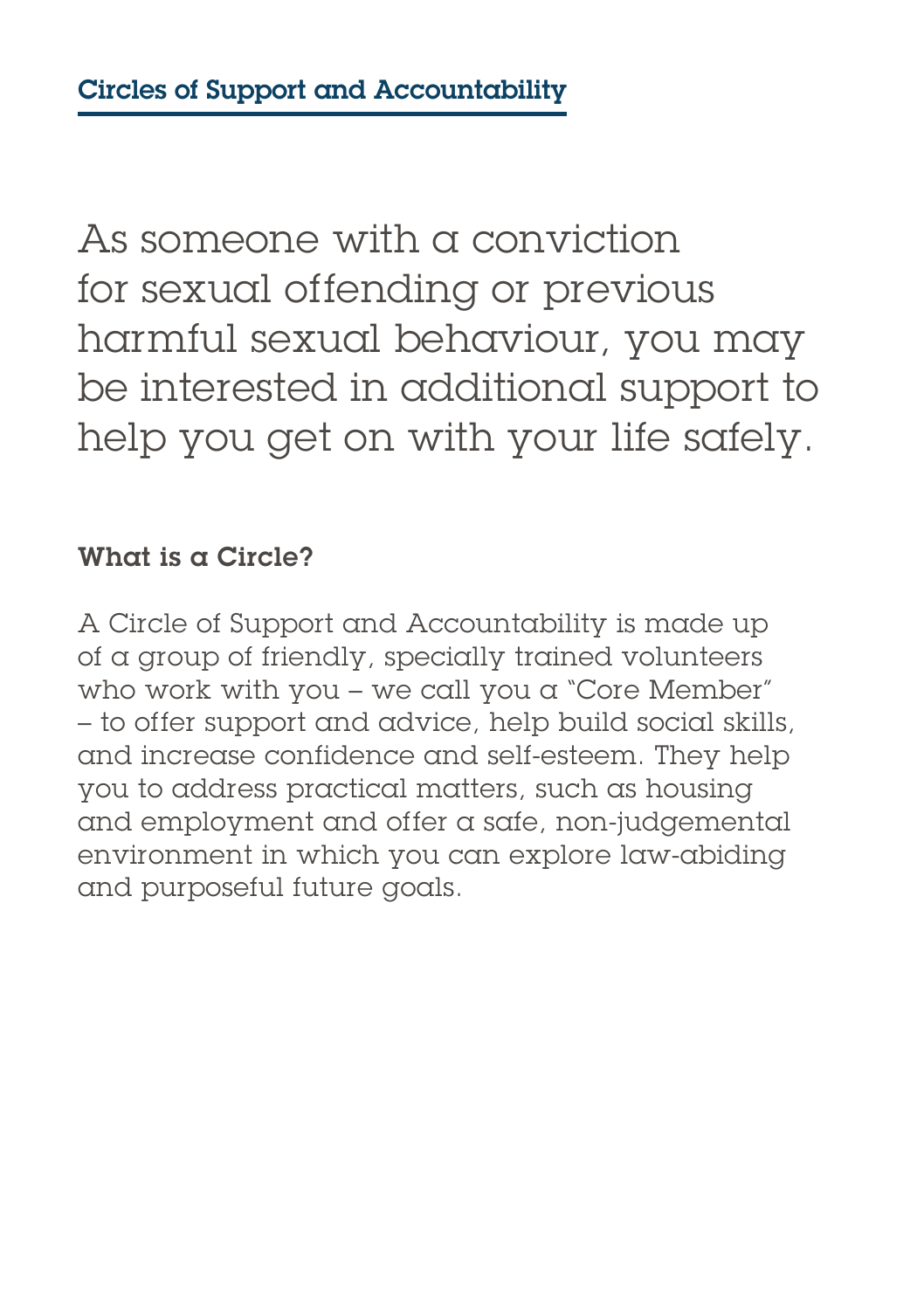## Circles of Support and Accountability

As someone with a conviction for sexual offending or previous harmful sexual behaviour, you may be interested in additional support to help you get on with your life safely.

### What is a Circle?

A Circle of Support and Accountability is made up of a group of friendly, specially trained volunteers who work with you – we call you a "Core Member" – to offer support and advice, help build social skills, and increase confidence and self-esteem. They help you to address practical matters, such as housing and employment and offer a safe, non-judgemental environment in which you can explore law-abiding and purposeful future goals.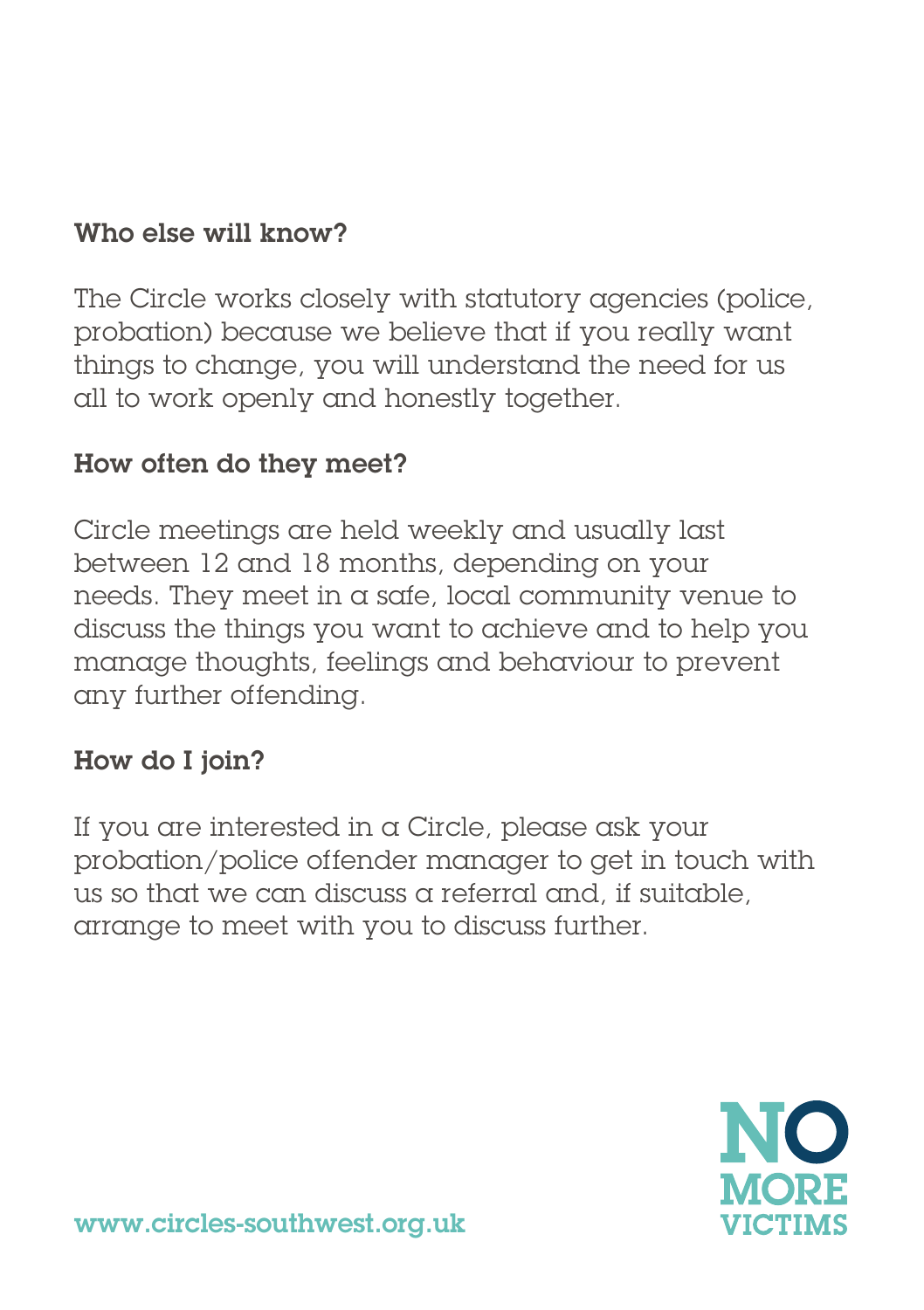## Who else will know?

The Circle works closely with statutory agencies (police, probation) because we believe that if you really want things to change, you will understand the need for us all to work openly and honestly together.

## How often do they meet?

Circle meetings are held weekly and usually last between 12 and 18 months, depending on your needs. They meet in a safe, local community venue to discuss the things you want to achieve and to help you manage thoughts, feelings and behaviour to prevent any further offending.

## How do I join?

If you are interested in a Circle, please ask your probation/police offender manager to get in touch with us so that we can discuss a referral and, if suitable, arrange to meet with you to discuss further.

www.circles-southwest.org.uk

NO MORE VICTIMS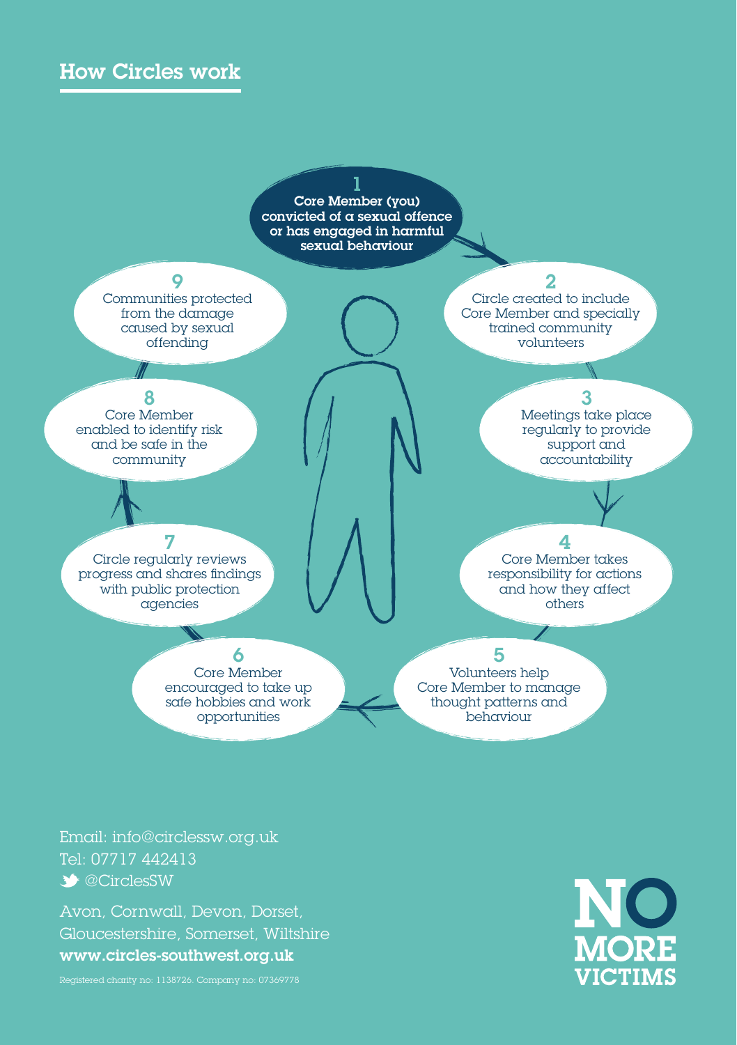## How Circles work

1
Core Member (you) convicted of a sexual offence or has engaged in harmful sexual behaviour

2
Circle created to include Core Member and specially trained community volunteers

3
Meetings take place regularly to provide support and accountability

4
Core Member takes responsibility for actions and how they affect others

5
Volunteers help Core Member to manage thought patterns and behaviour

6
Core Member encouraged to take up safe hobbies and work opportunities

7
Circle regularly reviews progress and shares findings with public protection agencies

8
Core Member enabled to identify risk and be safe in the community

9
Communities protected from the damage caused by sexual offending

Email: info@circlessw.org.uk
Tel: 07717 442413
@CirclesSW

Avon, Cornwall, Devon, Dorset, Gloucestershire, Somerset, Wiltshire
**www.circles-southwest.org.uk**

Registered charity no: 1138726. Company no: 07369778

NO MORE VICTIMS